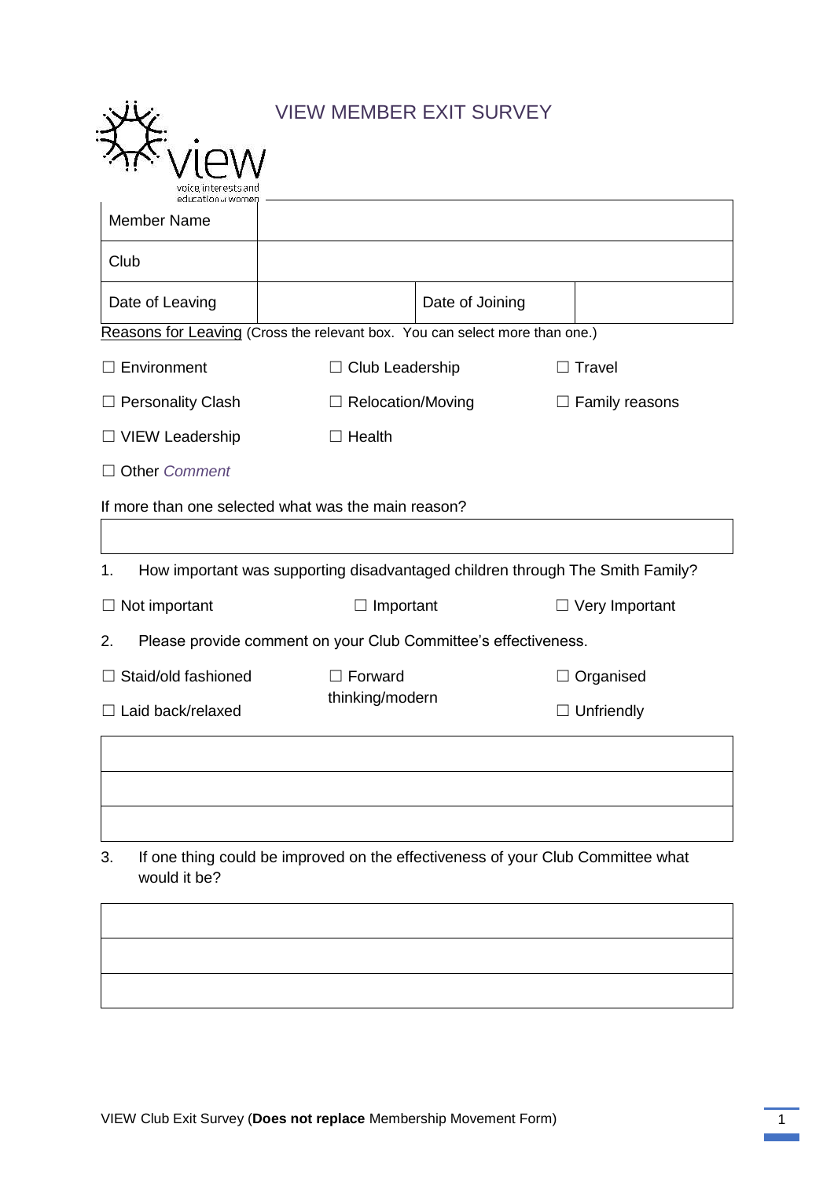# VIEW MEMBER EXIT SURVEY

| Member Name | | | |
|---|---|---|---|
| Club | | | |
| Date of Leaving | | Date of Joining | |

Reasons for Leaving (Cross the relevant box. You can select more than one.)

☐ Environment ☐ Club Leadership ☐ Travel

☐ Personality Clash ☐ Relocation/Moving ☐ Family reasons

☐ VIEW Leadership ☐ Health

☐ Other *Comment*

If more than one selected what was the main reason?

| |
|---|
| |

1. How important was supporting disadvantaged children through The Smith Family?

☐ Not important ☐ Important ☐ Very Important

2. Please provide comment on your Club Committee's effectiveness.

☐ Staid/old fashioned ☐ Forward thinking/modern ☐ Organised

☐ Laid back/relaxed ☐ Unfriendly

| |
|---|
| |
| |
| |

3. If one thing could be improved on the effectiveness of your Club Committee what would it be?

| |
|---|
| |
| |
| |

VIEW Club Exit Survey (**Does not replace** Membership Movement Form)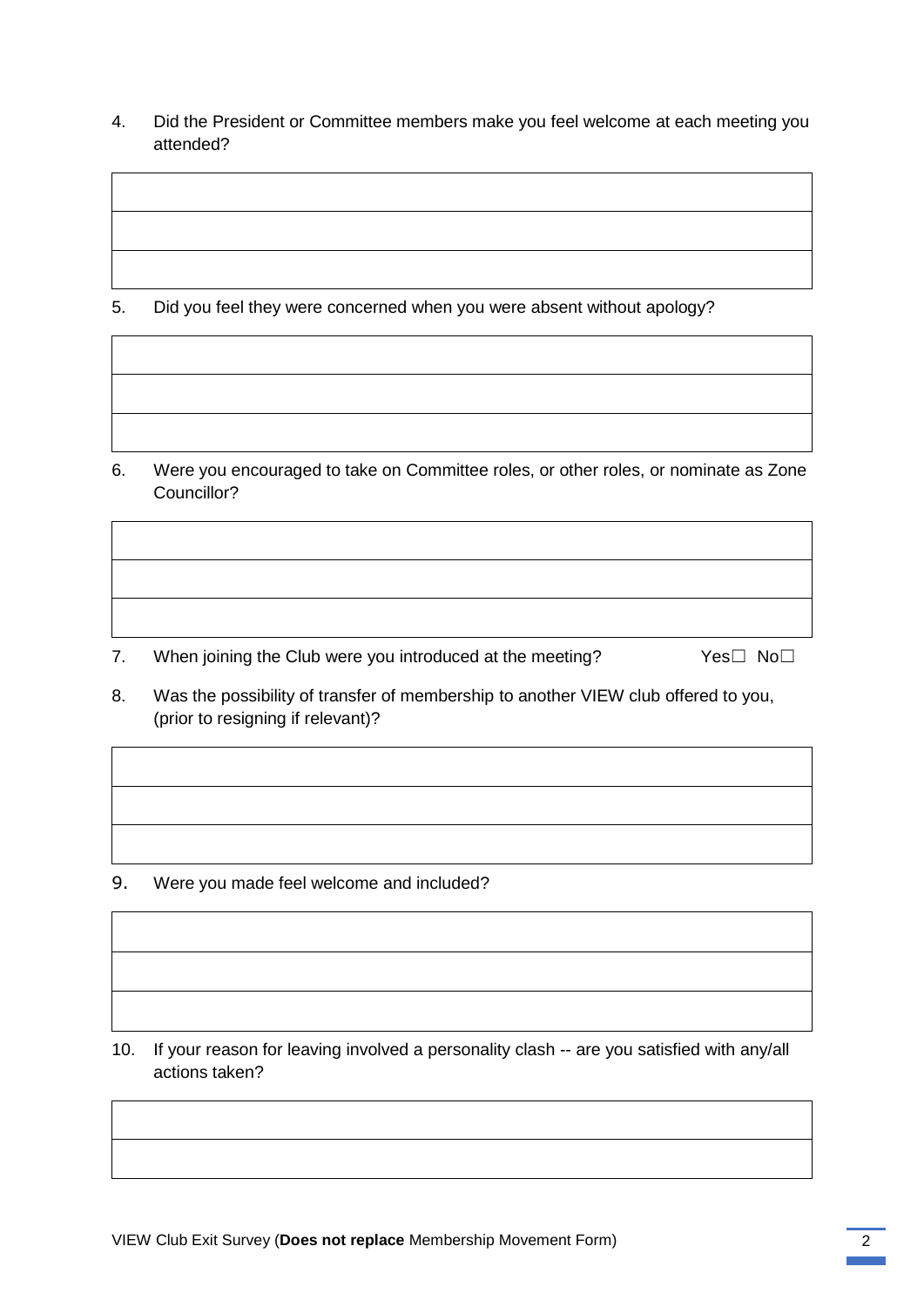4. Did the President or Committee members make you feel welcome at each meeting you attended?

|  |
|---|
|  |
|  |

5. Did you feel they were concerned when you were absent without apology?

|  |
|---|
|  |
|  |

6. Were you encouraged to take on Committee roles, or other roles, or nominate as Zone Councillor?

|  |
|---|
|  |
|  |

7. When joining the Club were you introduced at the meeting? Yes☐ No☐

8. Was the possibility of transfer of membership to another VIEW club offered to you, (prior to resigning if relevant)?

|  |
|---|
|  |
|  |

9. Were you made feel welcome and included?

|  |
|---|
|  |
|  |

10. If your reason for leaving involved a personality clash -- are you satisfied with any/all actions taken?

|  |
|---|
|  |

VIEW Club Exit Survey (**Does not replace** Membership Movement Form)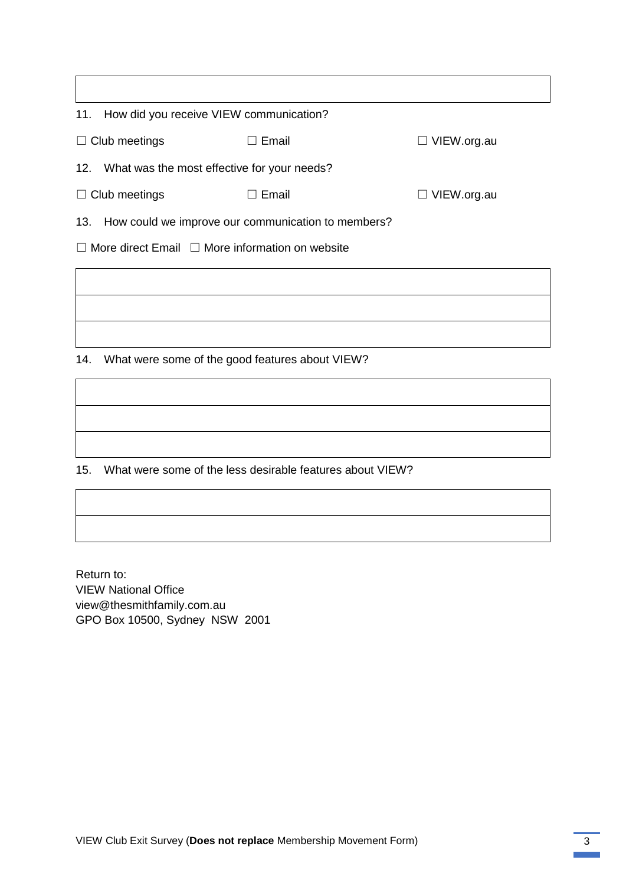11. How did you receive VIEW communication?

☐ Club meetings ☐ Email ☐ VIEW.org.au

12. What was the most effective for your needs?

☐ Club meetings ☐ Email ☐ VIEW.org.au

13. How could we improve our communication to members?

☐ More direct Email ☐ More information on website

14. What were some of the good features about VIEW?

15. What were some of the less desirable features about VIEW?

Return to:
VIEW National Office
view@thesmithfamily.com.au
GPO Box 10500, Sydney NSW 2001